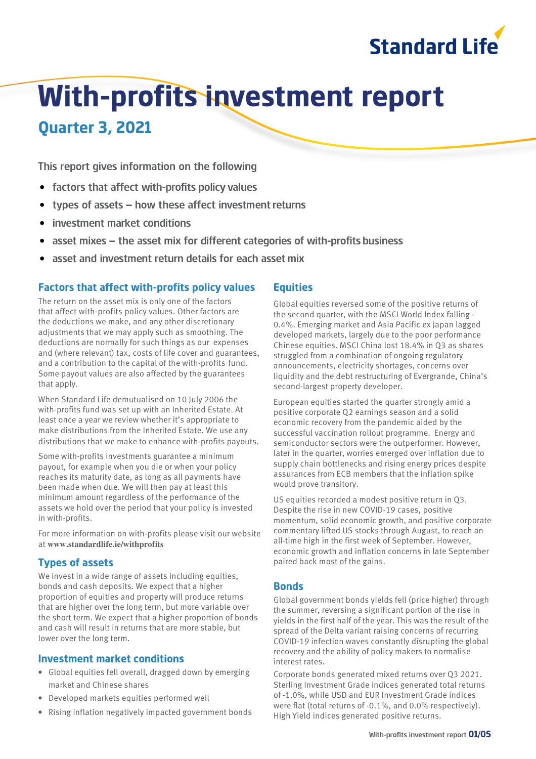Standard Life

# With-profits investment report

## Quarter 3, 2021

This report gives information on the following

- factors that affect with-profits policy values
- types of assets – how these affect investment returns
- investment market conditions
- asset mixes – the asset mix for different categories of with-profits business
- asset and investment return details for each asset mix

### Factors that affect with-profits policy values

The return on the asset mix is only one of the factors that affect with-profits policy values. Other factors are the deductions we make, and any other discretionary adjustments that we may apply such as smoothing. The deductions are normally for such things as our expenses and (where relevant) tax, costs of life cover and guarantees, and a contribution to the capital of the with-profits fund. Some payout values are also affected by the guarantees that apply.

When Standard Life demutualised on 10 July 2006 the with-profits fund was set up with an Inherited Estate. At least once a year we review whether it's appropriate to make distributions from the Inherited Estate. We use any distributions that we make to enhance with-profits payouts.

Some with-profits investments guarantee a minimum payout, for example when you die or when your policy reaches its maturity date, as long as all payments have been made when due. We will then pay at least this minimum amount regardless of the performance of the assets we hold over the period that your policy is invested in with-profits.

For more information on with-profits please visit our website at **www.standardlife.ie/withprofits**

### Types of assets

We invest in a wide range of assets including equities, bonds and cash deposits. We expect that a higher proportion of equities and property will produce returns that are higher over the long term, but more variable over the short term. We expect that a higher proportion of bonds and cash will result in returns that are more stable, but lower over the long term.

### Investment market conditions

- Global equities fell overall, dragged down by emerging market and Chinese shares
- Developed markets equities performed well
- Rising inflation negatively impacted government bonds

### Equities

Global equities reversed some of the positive returns of the second quarter, with the MSCI World Index falling -0.4%. Emerging market and Asia Pacific ex Japan lagged developed markets, largely due to the poor performance Chinese equities. MSCI China lost 18.4% in Q3 as shares struggled from a combination of ongoing regulatory announcements, electricity shortages, concerns over liquidity and the debt restructuring of Evergrande, China's second-largest property developer.

European equities started the quarter strongly amid a positive corporate Q2 earnings season and a solid economic recovery from the pandemic aided by the successful vaccination rollout programme. Energy and semiconductor sectors were the outperformer. However, later in the quarter, worries emerged over inflation due to supply chain bottlenecks and rising energy prices despite assurances from ECB members that the inflation spike would prove transitory.

US equities recorded a modest positive return in Q3. Despite the rise in new COVID-19 cases, positive momentum, solid economic growth, and positive corporate commentary lifted US stocks through August, to reach an all-time high in the first week of September. However, economic growth and inflation concerns in late September paired back most of the gains.

### Bonds

Global government bonds yields fell (price higher) through the summer, reversing a significant portion of the rise in yields in the first half of the year. This was the result of the spread of the Delta variant raising concerns of recurring COVID-19 infection waves constantly disrupting the global recovery and the ability of policy makers to normalise interest rates.

Corporate bonds generated mixed returns over Q3 2021. Sterling Investment Grade indices generated total returns of -1.0%, while USD and EUR Investment Grade indices were flat (total returns of -0.1%, and 0.0% respectively). High Yield indices generated positive returns.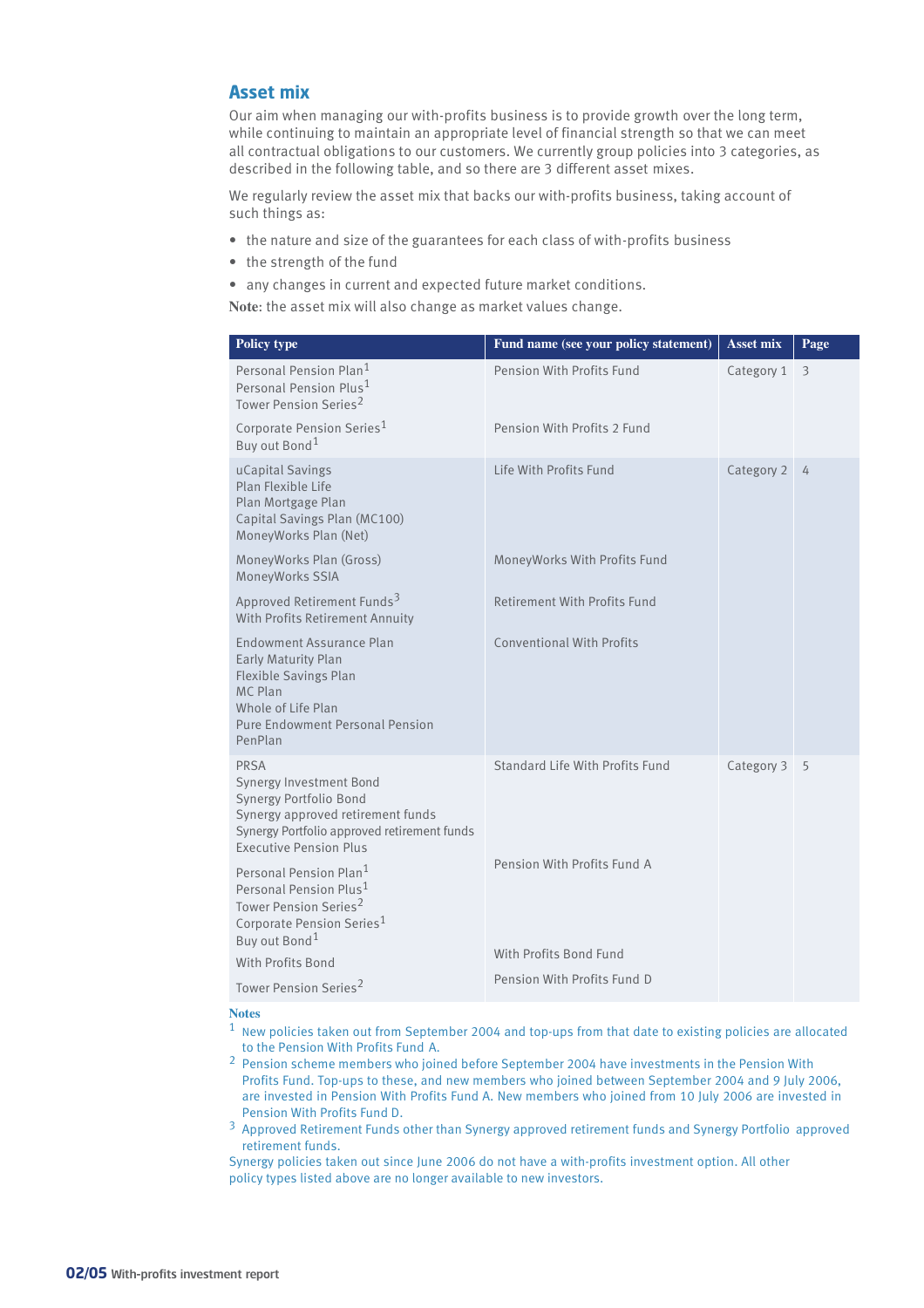## Asset mix

Our aim when managing our with-profits business is to provide growth over the long term, while continuing to maintain an appropriate level of financial strength so that we can meet all contractual obligations to our customers. We currently group policies into 3 categories, as described in the following table, and so there are 3 different asset mixes.

We regularly review the asset mix that backs our with-profits business, taking account of such things as:

- the nature and size of the guarantees for each class of with-profits business
- the strength of the fund
- any changes in current and expected future market conditions.

**Note**: the asset mix will also change as market values change.

| Policy type | Fund name (see your policy statement) | Asset mix | Page |
|---|---|---|---|
| Personal Pension Plan[1]<br>Personal Pension Plus[1]<br>Tower Pension Series[2] | Pension With Profits Fund | Category 1 | 3 |
| Corporate Pension Series[1]<br>Buy out Bond[1] | Pension With Profits 2 Fund | | |
| uCapital Savings<br>Plan Flexible Life<br>Plan Mortgage Plan<br>Capital Savings Plan (MC100)<br>MoneyWorks Plan (Net) | Life With Profits Fund | Category 2 | 4 |
| MoneyWorks Plan (Gross)<br>MoneyWorks SSIA | MoneyWorks With Profits Fund | | |
| Approved Retirement Funds[3]<br>With Profits Retirement Annuity | Retirement With Profits Fund | | |
| Endowment Assurance Plan<br>Early Maturity Plan<br>Flexible Savings Plan<br>MC Plan<br>Whole of Life Plan<br>Pure Endowment Personal Pension<br>PenPlan | Conventional With Profits | | |
| PRSA<br>Synergy Investment Bond<br>Synergy Portfolio Bond<br>Synergy approved retirement funds<br>Synergy Portfolio approved retirement funds<br>Executive Pension Plus | Standard Life With Profits Fund | Category 3 | 5 |
| Personal Pension Plan[1]<br>Personal Pension Plus[1]<br>Tower Pension Series[2]<br>Corporate Pension Series[1]<br>Buy out Bond[1] | Pension With Profits Fund A | | |
| With Profits Bond | With Profits Bond Fund | | |
| Tower Pension Series[2] | Pension With Profits Fund D | | |

**Notes**

[1] New policies taken out from September 2004 and top-ups from that date to existing policies are allocated to the Pension With Profits Fund A.

[2] Pension scheme members who joined before September 2004 have investments in the Pension With Profits Fund. Top-ups to these, and new members who joined between September 2004 and 9 July 2006, are invested in Pension With Profits Fund A. New members who joined from 10 July 2006 are invested in Pension With Profits Fund D.

[3] Approved Retirement Funds other than Synergy approved retirement funds and Synergy Portfolio approved retirement funds.

Synergy policies taken out since June 2006 do not have a with-profits investment option. All other policy types listed above are no longer available to new investors.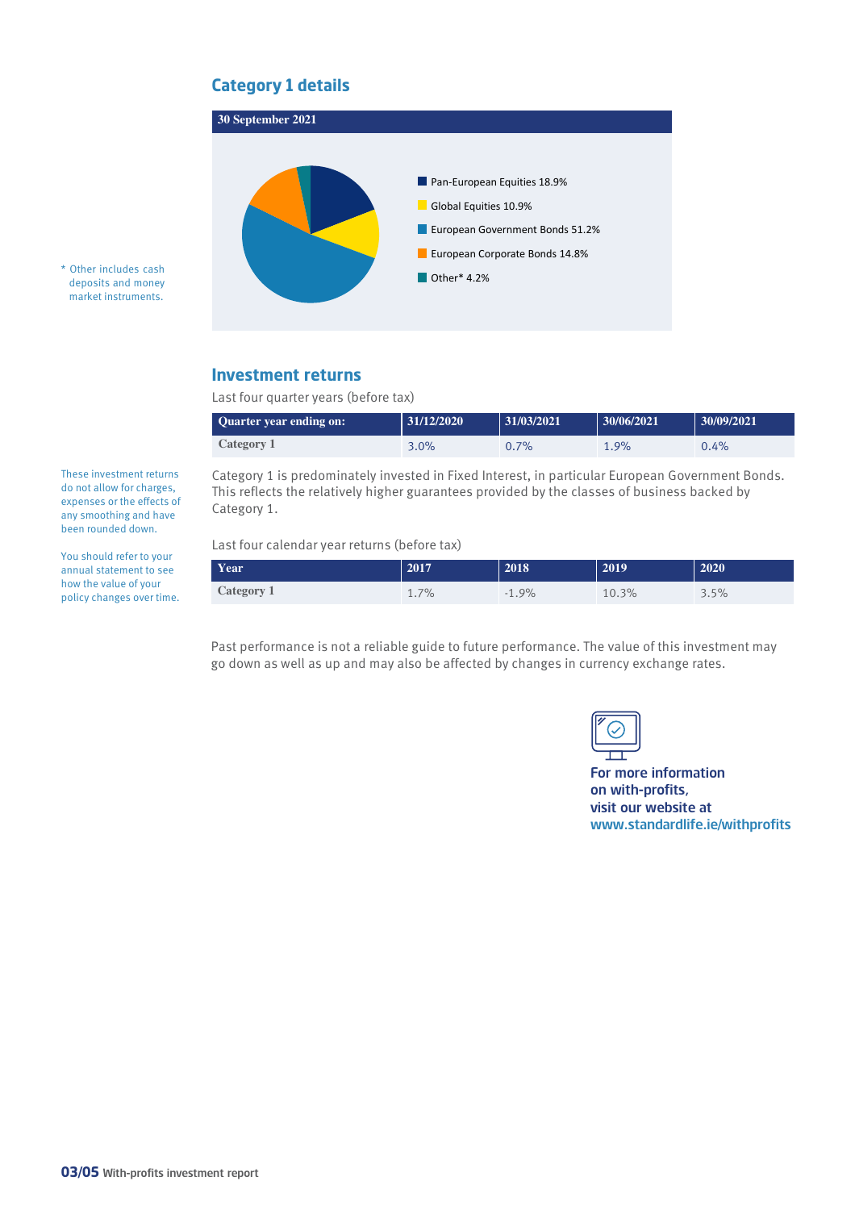## Category 1 details

**30 September 2021**

- Pan-European Equities 18.9%
- Global Equities 10.9%
- European Government Bonds 51.2%
- European Corporate Bonds 14.8%
- Other* 4.2%

\* Other includes cash deposits and money market instruments.

## Investment returns

Last four quarter years (before tax)

| Quarter year ending on: | 31/12/2020 | 31/03/2021 | 30/06/2021 | 30/09/2021 |
|---|---|---|---|---|
| Category 1 | 3.0% | 0.7% | 1.9% | 0.4% |

These investment returns do not allow for charges, expenses or the effects of any smoothing and have been rounded down.

Category 1 is predominately invested in Fixed Interest, in particular European Government Bonds. This reflects the relatively higher guarantees provided by the classes of business backed by Category 1.

You should refer to your annual statement to see how the value of your policy changes over time.

Last four calendar year returns (before tax)

| Year | 2017 | 2018 | 2019 | 2020 |
|---|---|---|---|---|
| Category 1 | 1.7% | -1.9% | 10.3% | 3.5% |

Past performance is not a reliable guide to future performance. The value of this investment may go down as well as up and may also be affected by changes in currency exchange rates.

**For more information on with-profits, visit our website at www.standardlife.ie/withprofits**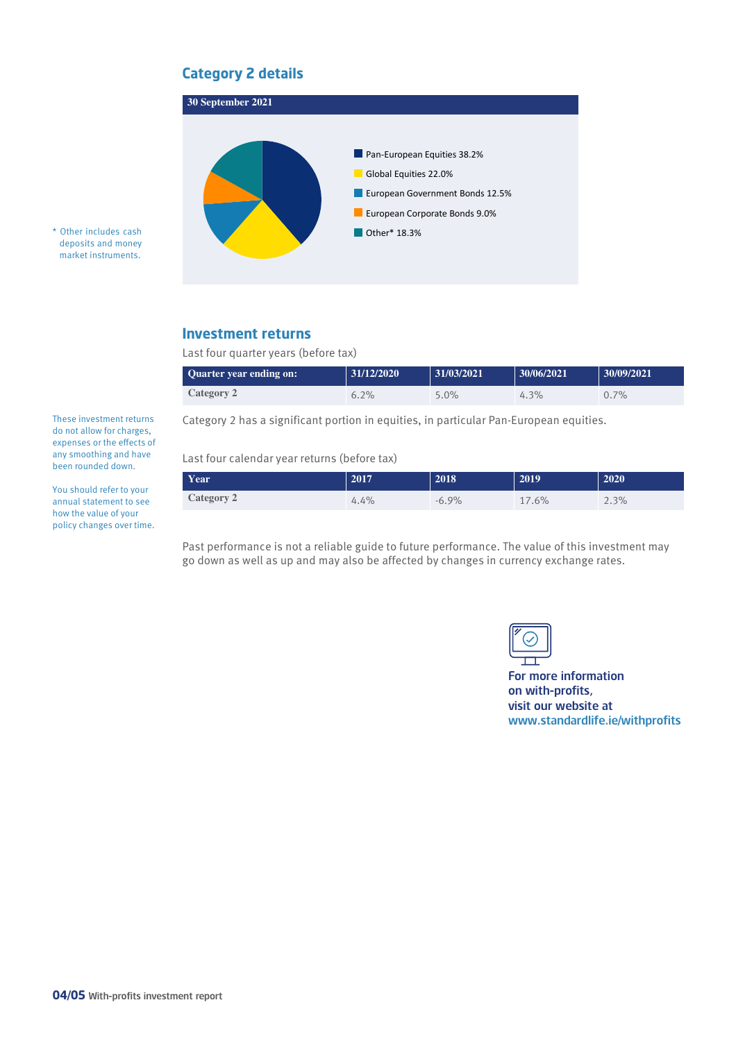## Category 2 details

**30 September 2021**

- Pan-European Equities 38.2%
- Global Equities 22.0%
- European Government Bonds 12.5%
- European Corporate Bonds 9.0%
- Other* 18.3%

\* Other includes cash deposits and money market instruments.

## Investment returns

Last four quarter years (before tax)

| Quarter year ending on: | 31/12/2020 | 31/03/2021 | 30/06/2021 | 30/09/2021 |
|---|---|---|---|---|
| Category 2 | 6.2% | 5.0% | 4.3% | 0.7% |

Category 2 has a significant portion in equities, in particular Pan-European equities.

These investment returns do not allow for charges, expenses or the effects of any smoothing and have been rounded down.

You should refer to your annual statement to see how the value of your policy changes over time.

Last four calendar year returns (before tax)

| Year | 2017 | 2018 | 2019 | 2020 |
|---|---|---|---|---|
| Category 2 | 4.4% | -6.9% | 17.6% | 2.3% |

Past performance is not a reliable guide to future performance. The value of this investment may go down as well as up and may also be affected by changes in currency exchange rates.

**For more information on with-profits, visit our website at www.standardlife.ie/withprofits**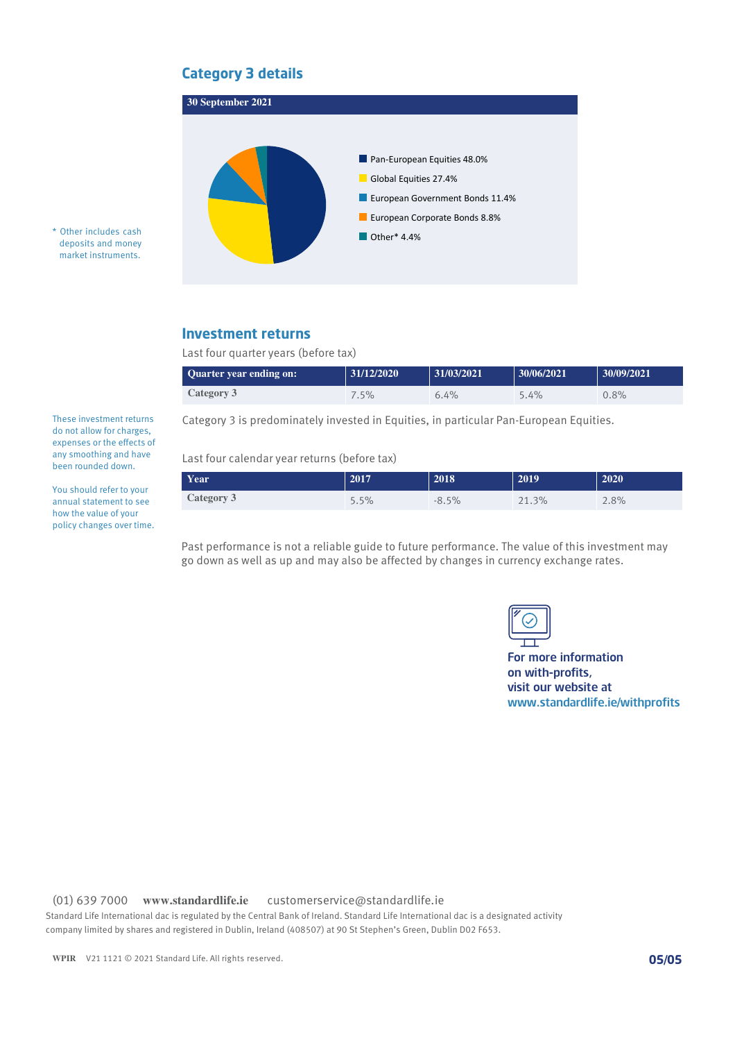## Category 3 details

30 September 2021

Pan-European Equities 48.0%
Global Equities 27.4%
European Government Bonds 11.4%
European Corporate Bonds 8.8%
Other* 4.4%

\* Other includes cash deposits and money market instruments.

## Investment returns

Last four quarter years (before tax)

| Quarter year ending on: | 31/12/2020 | 31/03/2021 | 30/06/2021 | 30/09/2021 |
|---|---|---|---|---|
| Category 3 | 7.5% | 6.4% | 5.4% | 0.8% |

Category 3 is predominately invested in Equities, in particular Pan-European Equities.

These investment returns do not allow for charges, expenses or the effects of any smoothing and have been rounded down.

You should refer to your annual statement to see how the value of your policy changes over time.

Last four calendar year returns (before tax)

| Year | 2017 | 2018 | 2019 | 2020 |
|---|---|---|---|---|
| Category 3 | 5.5% | -8.5% | 21.3% | 2.8% |

Past performance is not a reliable guide to future performance. The value of this investment may go down as well as up and may also be affected by changes in currency exchange rates.

**For more information on with-profits, visit our website at www.standardlife.ie/withprofits**

(01) 639 7000 **www.standardlife.ie** customerservice@standardlife.ie

Standard Life International dac is regulated by the Central Bank of Ireland. Standard Life International dac is a designated activity company limited by shares and registered in Dublin, Ireland (408507) at 90 St Stephen's Green, Dublin D02 F653.

**WPIR** V21 1121 © 2021 Standard Life. All rights reserved.